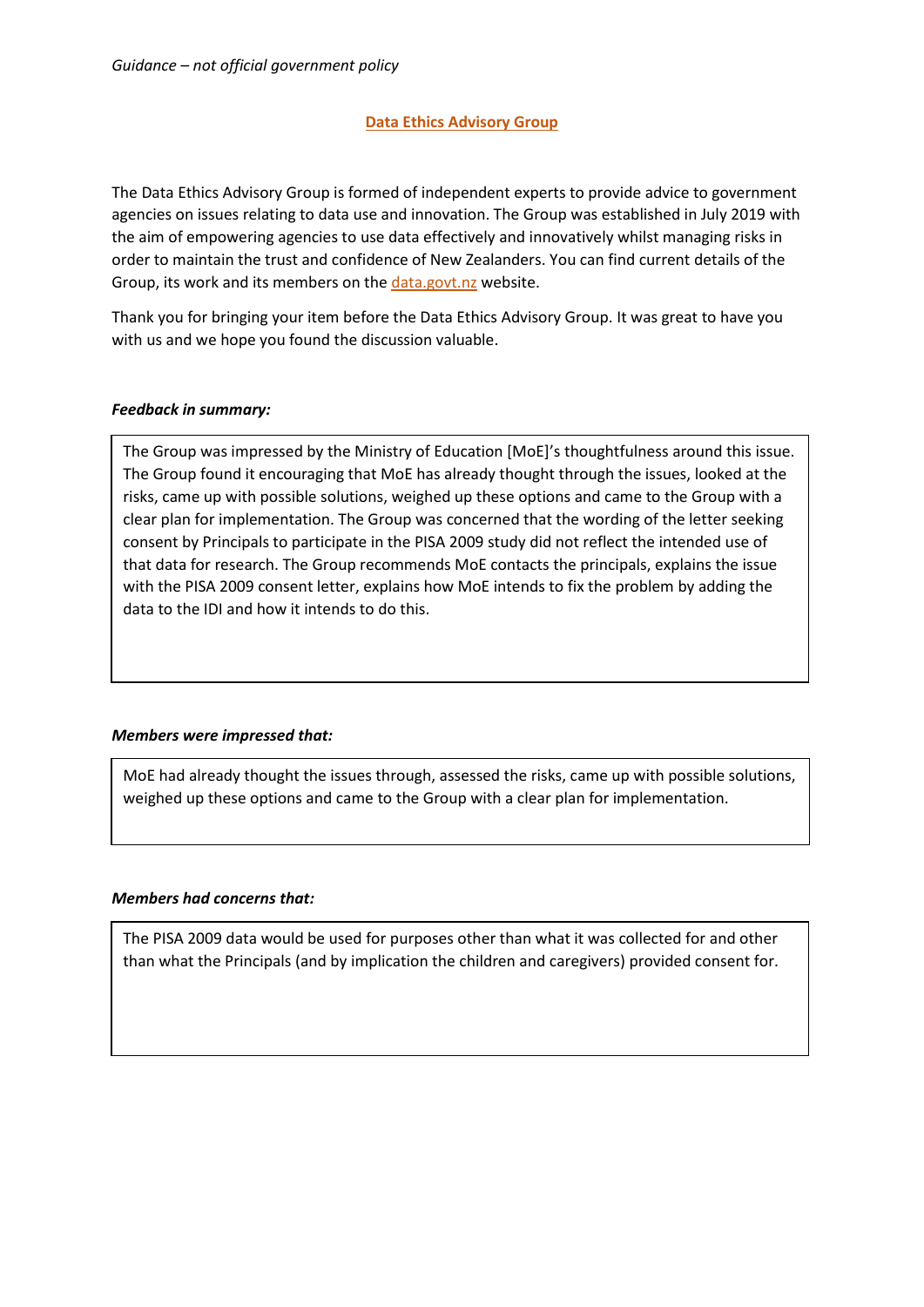*Guidance – not official government policy*

# Data Ethics Advisory Group

The Data Ethics Advisory Group is formed of independent experts to provide advice to government agencies on issues relating to data use and innovation. The Group was established in July 2019 with the aim of empowering agencies to use data effectively and innovatively whilst managing risks in order to maintain the trust and confidence of New Zealanders. You can find current details of the Group, its work and its members on the data.govt.nz website.

Thank you for bringing your item before the Data Ethics Advisory Group. It was great to have you with us and we hope you found the discussion valuable.

***Feedback in summary:***

The Group was impressed by the Ministry of Education [MoE]'s thoughtfulness around this issue. The Group found it encouraging that MoE has already thought through the issues, looked at the risks, came up with possible solutions, weighed up these options and came to the Group with a clear plan for implementation. The Group was concerned that the wording of the letter seeking consent by Principals to participate in the PISA 2009 study did not reflect the intended use of that data for research. The Group recommends MoE contacts the principals, explains the issue with the PISA 2009 consent letter, explains how MoE intends to fix the problem by adding the data to the IDI and how it intends to do this.

***Members were impressed that:***

MoE had already thought the issues through, assessed the risks, came up with possible solutions, weighed up these options and came to the Group with a clear plan for implementation.

***Members had concerns that:***

The PISA 2009 data would be used for purposes other than what it was collected for and other than what the Principals (and by implication the children and caregivers) provided consent for.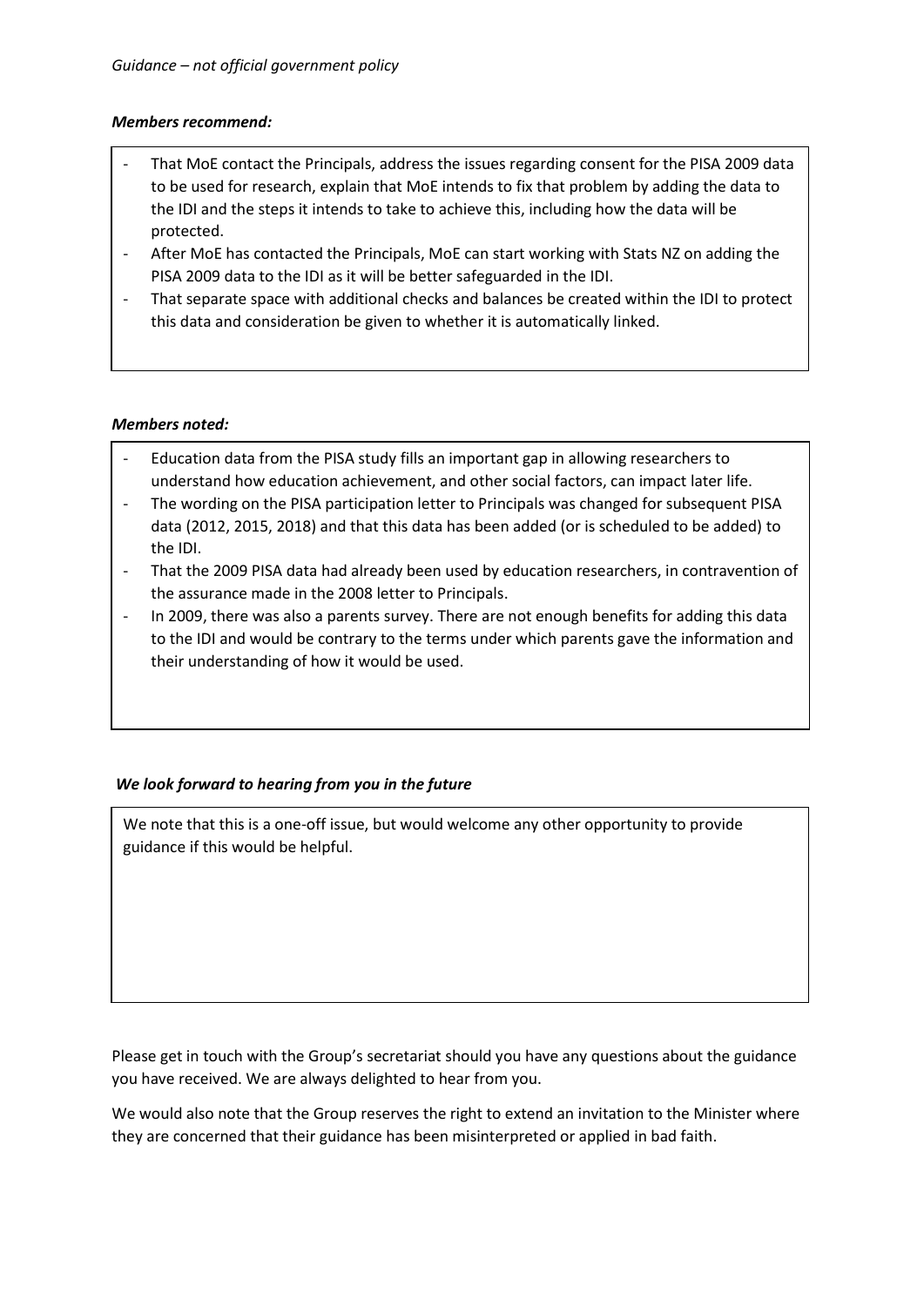*Members recommend:*

- That MoE contact the Principals, address the issues regarding consent for the PISA 2009 data to be used for research, explain that MoE intends to fix that problem by adding the data to the IDI and the steps it intends to take to achieve this, including how the data will be protected.
- After MoE has contacted the Principals, MoE can start working with Stats NZ on adding the PISA 2009 data to the IDI as it will be better safeguarded in the IDI.
- That separate space with additional checks and balances be created within the IDI to protect this data and consideration be given to whether it is automatically linked.

*Members noted:*

- Education data from the PISA study fills an important gap in allowing researchers to understand how education achievement, and other social factors, can impact later life.
- The wording on the PISA participation letter to Principals was changed for subsequent PISA data (2012, 2015, 2018) and that this data has been added (or is scheduled to be added) to the IDI.
- That the 2009 PISA data had already been used by education researchers, in contravention of the assurance made in the 2008 letter to Principals.
- In 2009, there was also a parents survey. There are not enough benefits for adding this data to the IDI and would be contrary to the terms under which parents gave the information and their understanding of how it would be used.

***We look forward to hearing from you in the future***

We note that this is a one-off issue, but would welcome any other opportunity to provide guidance if this would be helpful.

Please get in touch with the Group's secretariat should you have any questions about the guidance you have received. We are always delighted to hear from you.

We would also note that the Group reserves the right to extend an invitation to the Minister where they are concerned that their guidance has been misinterpreted or applied in bad faith.